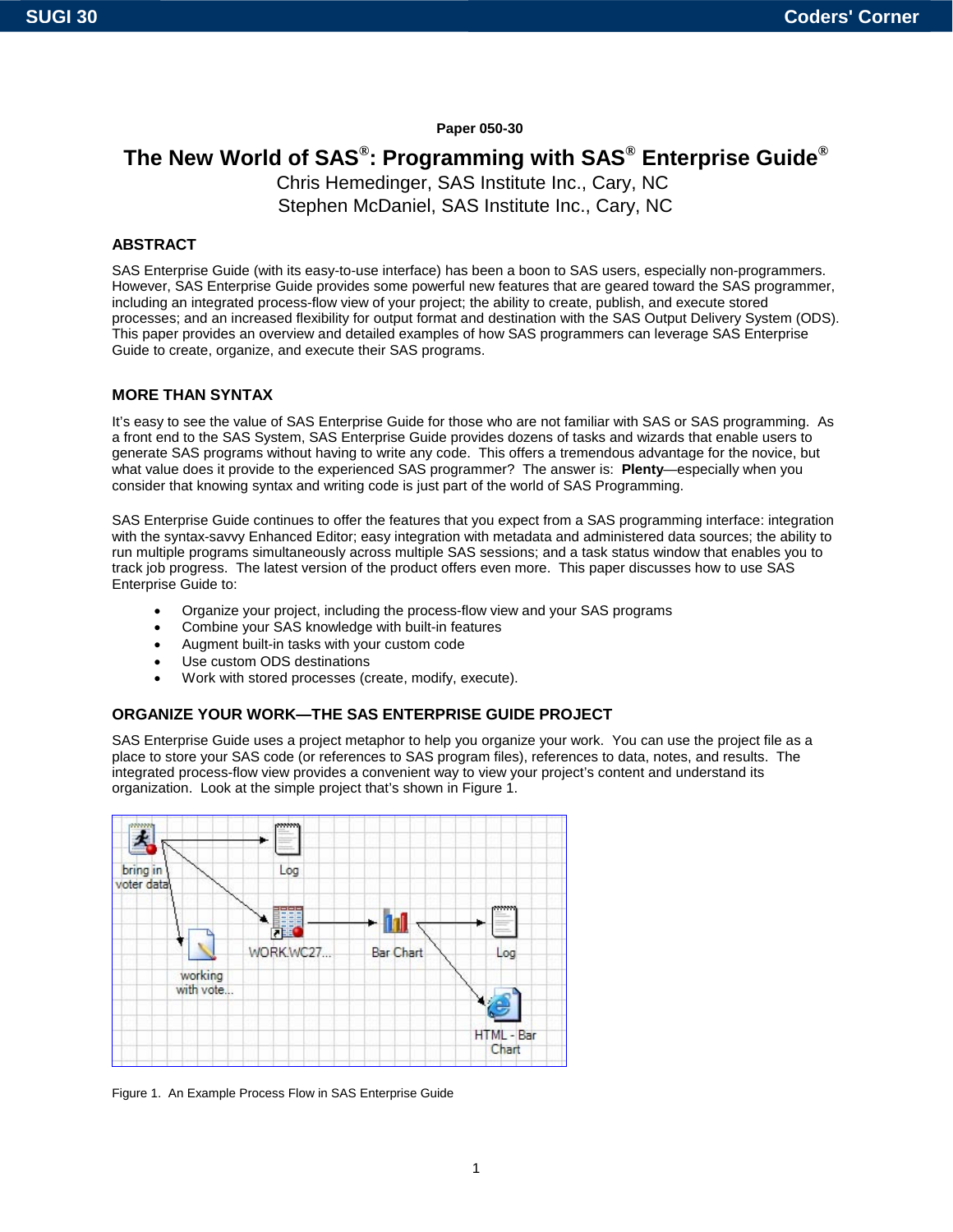Paper 050-30

# The New World of SAS®: Programming with SAS® Enterprise Guide®

Chris Hemedinger, SAS Institute Inc., Cary, NC
Stephen McDaniel, SAS Institute Inc., Cary, NC

## ABSTRACT

SAS Enterprise Guide (with its easy-to-use interface) has been a boon to SAS users, especially non-programmers. However, SAS Enterprise Guide provides some powerful new features that are geared toward the SAS programmer, including an integrated process-flow view of your project; the ability to create, publish, and execute stored processes; and an increased flexibility for output format and destination with the SAS Output Delivery System (ODS). This paper provides an overview and detailed examples of how SAS programmers can leverage SAS Enterprise Guide to create, organize, and execute their SAS programs.

## MORE THAN SYNTAX

It's easy to see the value of SAS Enterprise Guide for those who are not familiar with SAS or SAS programming. As a front end to the SAS System, SAS Enterprise Guide provides dozens of tasks and wizards that enable users to generate SAS programs without having to write any code. This offers a tremendous advantage for the novice, but what value does it provide to the experienced SAS programmer? The answer is: **Plenty**—especially when you consider that knowing syntax and writing code is just part of the world of SAS Programming.

SAS Enterprise Guide continues to offer the features that you expect from a SAS programming interface: integration with the syntax-savvy Enhanced Editor; easy integration with metadata and administered data sources; the ability to run multiple programs simultaneously across multiple SAS sessions; and a task status window that enables you to track job progress. The latest version of the product offers even more. This paper discusses how to use SAS Enterprise Guide to:

- Organize your project, including the process-flow view and your SAS programs
- Combine your SAS knowledge with built-in features
- Augment built-in tasks with your custom code
- Use custom ODS destinations
- Work with stored processes (create, modify, execute).

## ORGANIZE YOUR WORK—THE SAS ENTERPRISE GUIDE PROJECT

SAS Enterprise Guide uses a project metaphor to help you organize your work. You can use the project file as a place to store your SAS code (or references to SAS program files), references to data, notes, and results. The integrated process-flow view provides a convenient way to view your project's content and understand its organization. Look at the simple project that's shown in Figure 1.

Figure 1. An Example Process Flow in SAS Enterprise Guide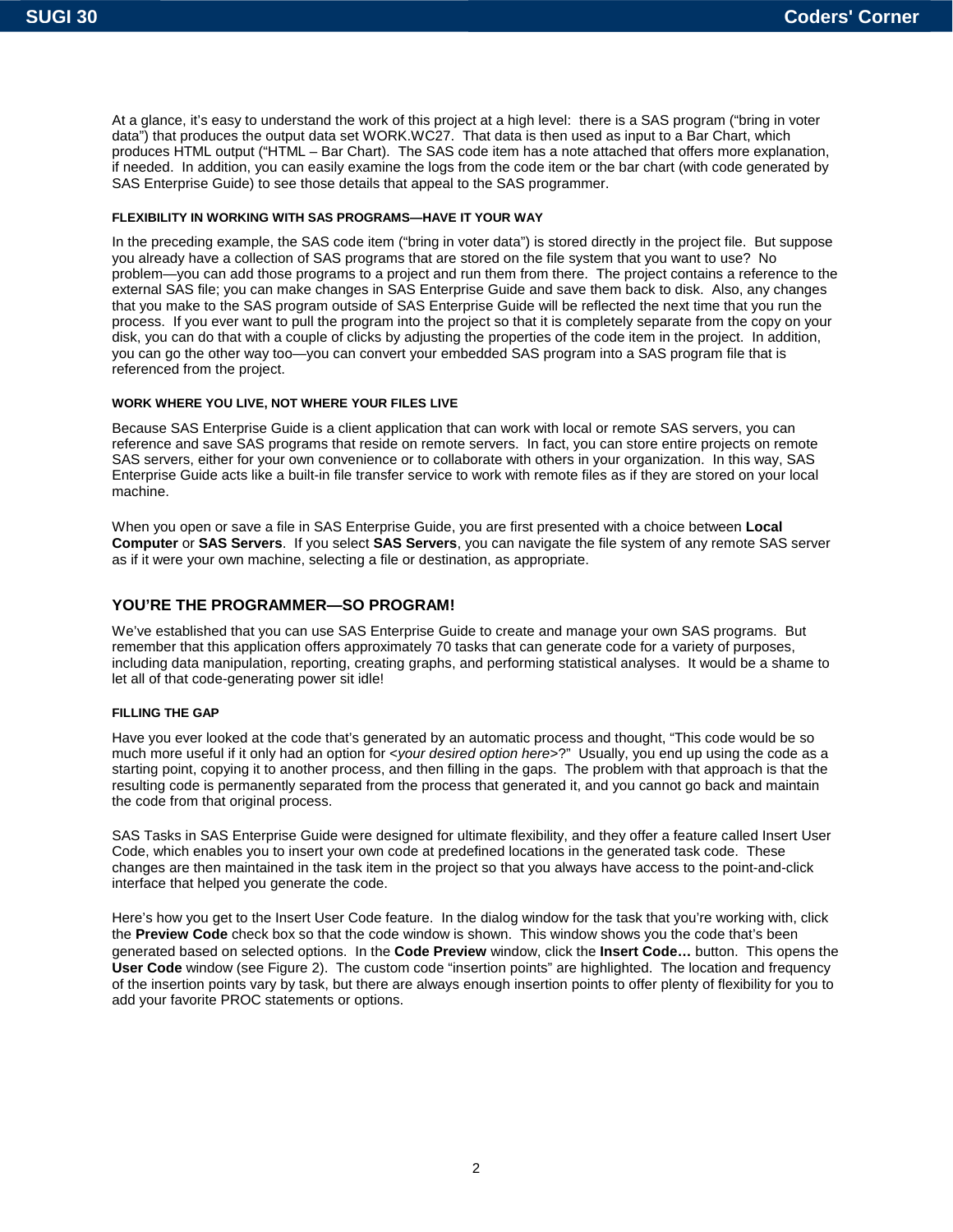At a glance, it's easy to understand the work of this project at a high level: there is a SAS program ("bring in voter data") that produces the output data set WORK.WC27. That data is then used as input to a Bar Chart, which produces HTML output ("HTML – Bar Chart). The SAS code item has a note attached that offers more explanation, if needed. In addition, you can easily examine the logs from the code item or the bar chart (with code generated by SAS Enterprise Guide) to see those details that appeal to the SAS programmer.

#### FLEXIBILITY IN WORKING WITH SAS PROGRAMS—HAVE IT YOUR WAY

In the preceding example, the SAS code item ("bring in voter data") is stored directly in the project file. But suppose you already have a collection of SAS programs that are stored on the file system that you want to use? No problem—you can add those programs to a project and run them from there. The project contains a reference to the external SAS file; you can make changes in SAS Enterprise Guide and save them back to disk. Also, any changes that you make to the SAS program outside of SAS Enterprise Guide will be reflected the next time that you run the process. If you ever want to pull the program into the project so that it is completely separate from the copy on your disk, you can do that with a couple of clicks by adjusting the properties of the code item in the project. In addition, you can go the other way too—you can convert your embedded SAS program into a SAS program file that is referenced from the project.

#### WORK WHERE YOU LIVE, NOT WHERE YOUR FILES LIVE

Because SAS Enterprise Guide is a client application that can work with local or remote SAS servers, you can reference and save SAS programs that reside on remote servers. In fact, you can store entire projects on remote SAS servers, either for your own convenience or to collaborate with others in your organization. In this way, SAS Enterprise Guide acts like a built-in file transfer service to work with remote files as if they are stored on your local machine.

When you open or save a file in SAS Enterprise Guide, you are first presented with a choice between **Local Computer** or **SAS Servers**. If you select **SAS Servers**, you can navigate the file system of any remote SAS server as if it were your own machine, selecting a file or destination, as appropriate.

### YOU'RE THE PROGRAMMER—SO PROGRAM!

We've established that you can use SAS Enterprise Guide to create and manage your own SAS programs. But remember that this application offers approximately 70 tasks that can generate code for a variety of purposes, including data manipulation, reporting, creating graphs, and performing statistical analyses. It would be a shame to let all of that code-generating power sit idle!

#### FILLING THE GAP

Have you ever looked at the code that's generated by an automatic process and thought, "This code would be so much more useful if it only had an option for <*your desired option here*>?" Usually, you end up using the code as a starting point, copying it to another process, and then filling in the gaps. The problem with that approach is that the resulting code is permanently separated from the process that generated it, and you cannot go back and maintain the code from that original process.

SAS Tasks in SAS Enterprise Guide were designed for ultimate flexibility, and they offer a feature called Insert User Code, which enables you to insert your own code at predefined locations in the generated task code. These changes are then maintained in the task item in the project so that you always have access to the point-and-click interface that helped you generate the code.

Here's how you get to the Insert User Code feature. In the dialog window for the task that you're working with, click the **Preview Code** check box so that the code window is shown. This window shows you the code that's been generated based on selected options. In the **Code Preview** window, click the **Insert Code…** button. This opens the **User Code** window (see Figure 2). The custom code "insertion points" are highlighted. The location and frequency of the insertion points vary by task, but there are always enough insertion points to offer plenty of flexibility for you to add your favorite PROC statements or options.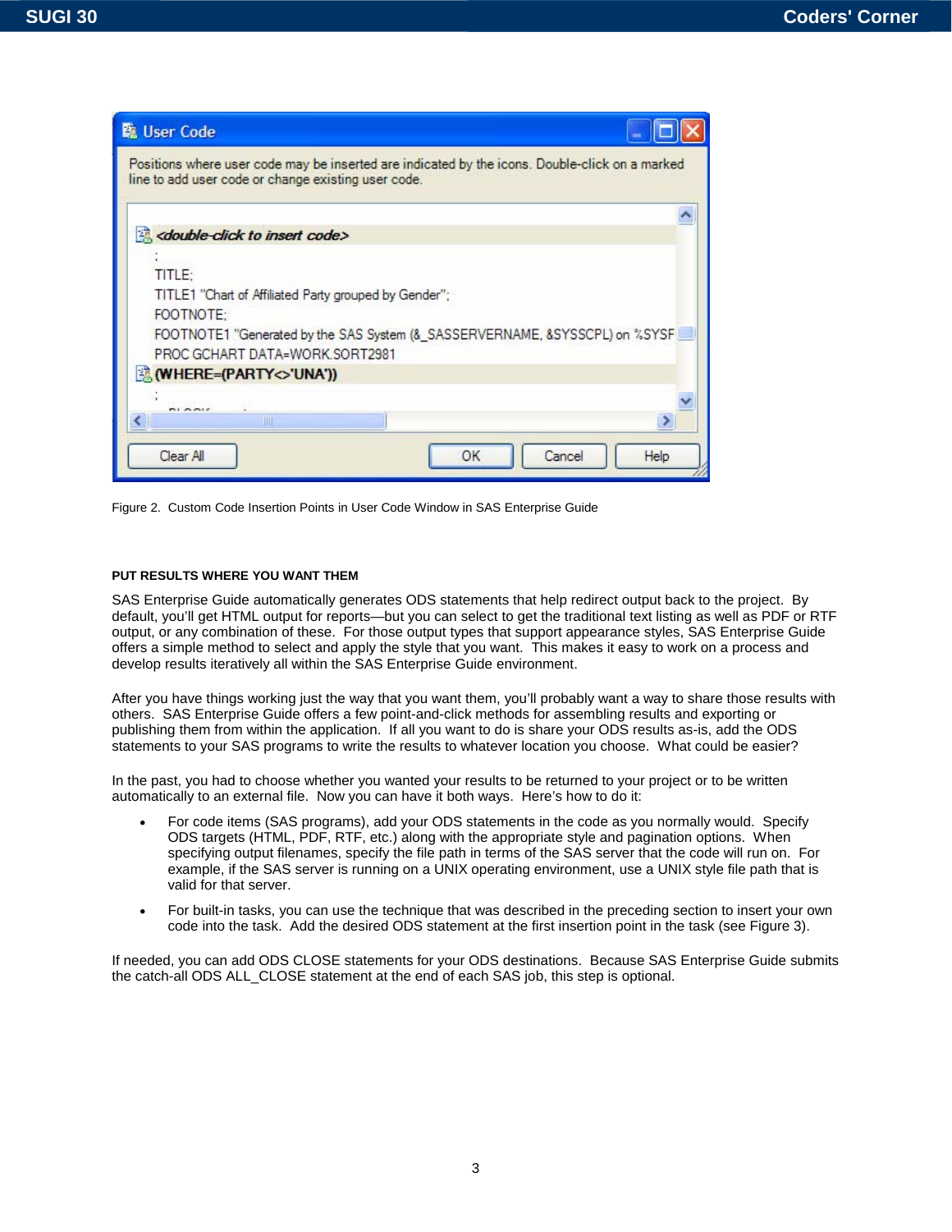Figure 2. Custom Code Insertion Points in User Code Window in SAS Enterprise Guide

### PUT RESULTS WHERE YOU WANT THEM

SAS Enterprise Guide automatically generates ODS statements that help redirect output back to the project. By default, you'll get HTML output for reports—but you can select to get the traditional text listing as well as PDF or RTF output, or any combination of these. For those output types that support appearance styles, SAS Enterprise Guide offers a simple method to select and apply the style that you want. This makes it easy to work on a process and develop results iteratively all within the SAS Enterprise Guide environment.

After you have things working just the way that you want them, you'll probably want a way to share those results with others. SAS Enterprise Guide offers a few point-and-click methods for assembling results and exporting or publishing them from within the application. If all you want to do is share your ODS results as-is, add the ODS statements to your SAS programs to write the results to whatever location you choose. What could be easier?

In the past, you had to choose whether you wanted your results to be returned to your project or to be written automatically to an external file. Now you can have it both ways. Here's how to do it:

- For code items (SAS programs), add your ODS statements in the code as you normally would. Specify ODS targets (HTML, PDF, RTF, etc.) along with the appropriate style and pagination options. When specifying output filenames, specify the file path in terms of the SAS server that the code will run on. For example, if the SAS server is running on a UNIX operating environment, use a UNIX style file path that is valid for that server.
- For built-in tasks, you can use the technique that was described in the preceding section to insert your own code into the task. Add the desired ODS statement at the first insertion point in the task (see Figure 3).

If needed, you can add ODS CLOSE statements for your ODS destinations. Because SAS Enterprise Guide submits the catch-all ODS ALL_CLOSE statement at the end of each SAS job, this step is optional.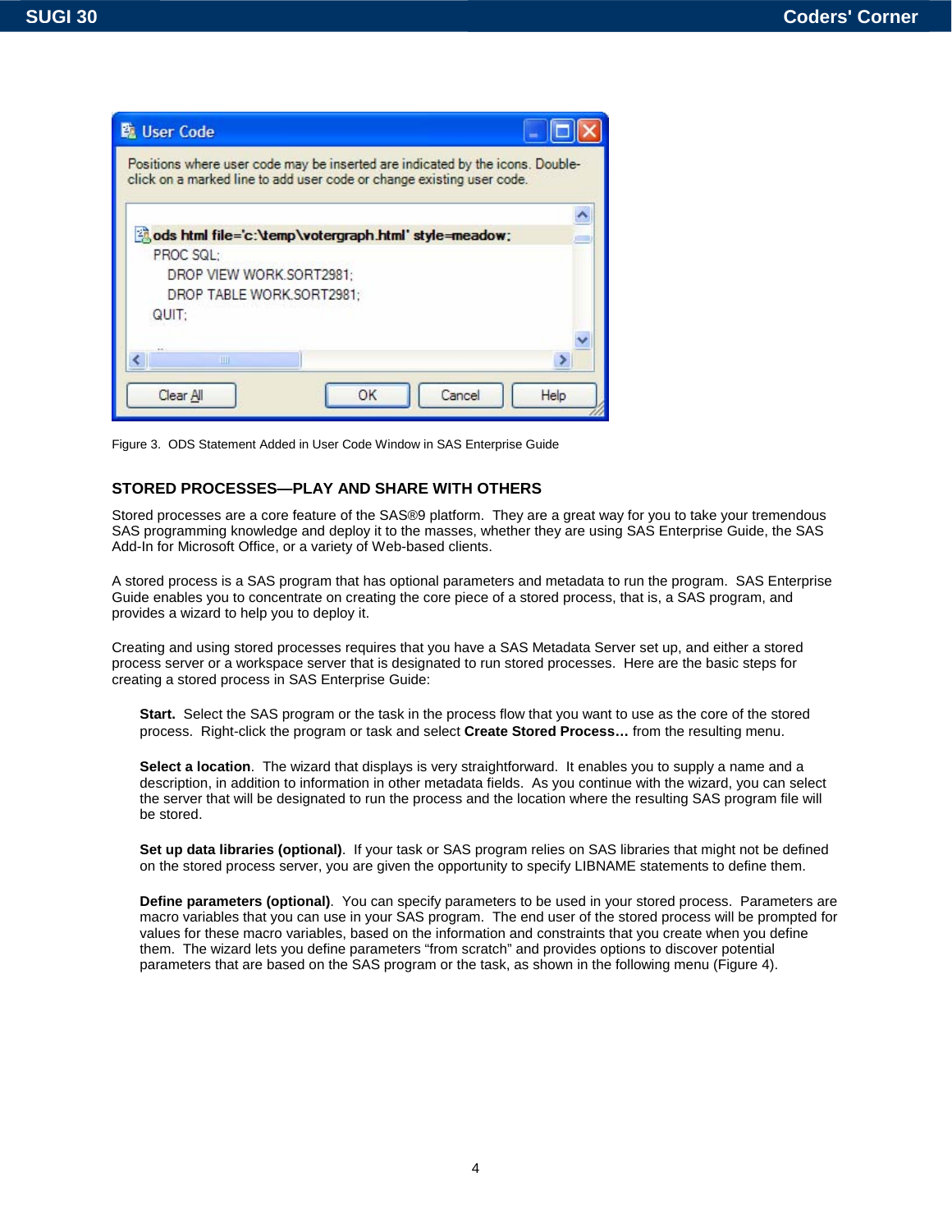Figure 3. ODS Statement Added in User Code Window in SAS Enterprise Guide

## STORED PROCESSES—PLAY AND SHARE WITH OTHERS

Stored processes are a core feature of the SAS®9 platform. They are a great way for you to take your tremendous SAS programming knowledge and deploy it to the masses, whether they are using SAS Enterprise Guide, the SAS Add-In for Microsoft Office, or a variety of Web-based clients.

A stored process is a SAS program that has optional parameters and metadata to run the program. SAS Enterprise Guide enables you to concentrate on creating the core piece of a stored process, that is, a SAS program, and provides a wizard to help you to deploy it.

Creating and using stored processes requires that you have a SAS Metadata Server set up, and either a stored process server or a workspace server that is designated to run stored processes. Here are the basic steps for creating a stored process in SAS Enterprise Guide:

**Start.** Select the SAS program or the task in the process flow that you want to use as the core of the stored process. Right-click the program or task and select **Create Stored Process…** from the resulting menu.

**Select a location**. The wizard that displays is very straightforward. It enables you to supply a name and a description, in addition to information in other metadata fields. As you continue with the wizard, you can select the server that will be designated to run the process and the location where the resulting SAS program file will be stored.

**Set up data libraries (optional)**. If your task or SAS program relies on SAS libraries that might not be defined on the stored process server, you are given the opportunity to specify LIBNAME statements to define them.

**Define parameters (optional)**. You can specify parameters to be used in your stored process. Parameters are macro variables that you can use in your SAS program. The end user of the stored process will be prompted for values for these macro variables, based on the information and constraints that you create when you define them. The wizard lets you define parameters "from scratch" and provides options to discover potential parameters that are based on the SAS program or the task, as shown in the following menu (Figure 4).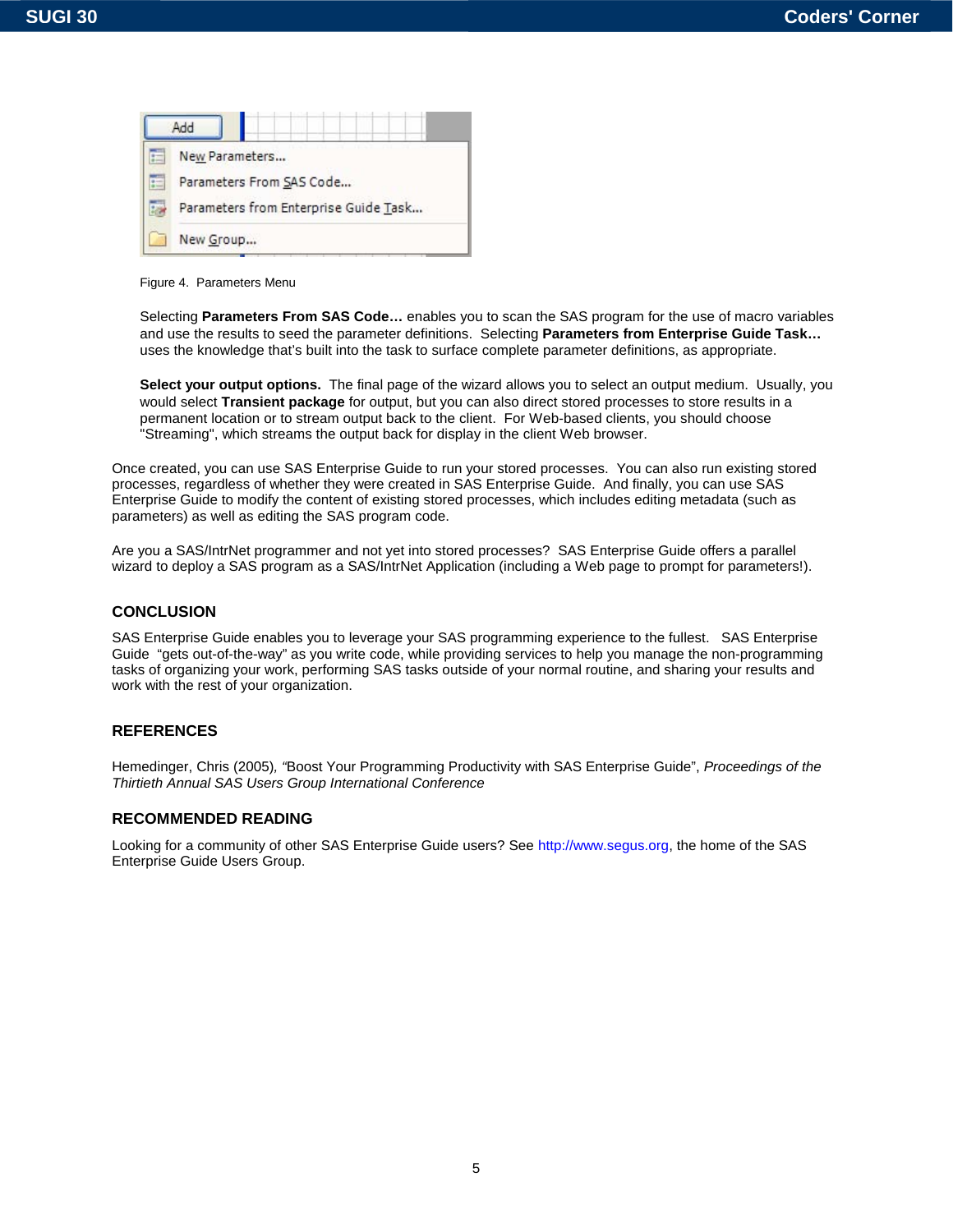Figure 4. Parameters Menu

Selecting **Parameters From SAS Code…** enables you to scan the SAS program for the use of macro variables and use the results to seed the parameter definitions. Selecting **Parameters from Enterprise Guide Task…** uses the knowledge that's built into the task to surface complete parameter definitions, as appropriate.

**Select your output options.** The final page of the wizard allows you to select an output medium. Usually, you would select **Transient package** for output, but you can also direct stored processes to store results in a permanent location or to stream output back to the client. For Web-based clients, you should choose "Streaming", which streams the output back for display in the client Web browser.

Once created, you can use SAS Enterprise Guide to run your stored processes. You can also run existing stored processes, regardless of whether they were created in SAS Enterprise Guide. And finally, you can use SAS Enterprise Guide to modify the content of existing stored processes, which includes editing metadata (such as parameters) as well as editing the SAS program code.

Are you a SAS/IntrNet programmer and not yet into stored processes? SAS Enterprise Guide offers a parallel wizard to deploy a SAS program as a SAS/IntrNet Application (including a Web page to prompt for parameters!).

## CONCLUSION

SAS Enterprise Guide enables you to leverage your SAS programming experience to the fullest. SAS Enterprise Guide "gets out-of-the-way" as you write code, while providing services to help you manage the non-programming tasks of organizing your work, performing SAS tasks outside of your normal routine, and sharing your results and work with the rest of your organization.

## REFERENCES

Hemedinger, Chris (2005), "Boost Your Programming Productivity with SAS Enterprise Guide", *Proceedings of the Thirtieth Annual SAS Users Group International Conference*

## RECOMMENDED READING

Looking for a community of other SAS Enterprise Guide users? See http://www.segus.org, the home of the SAS Enterprise Guide Users Group.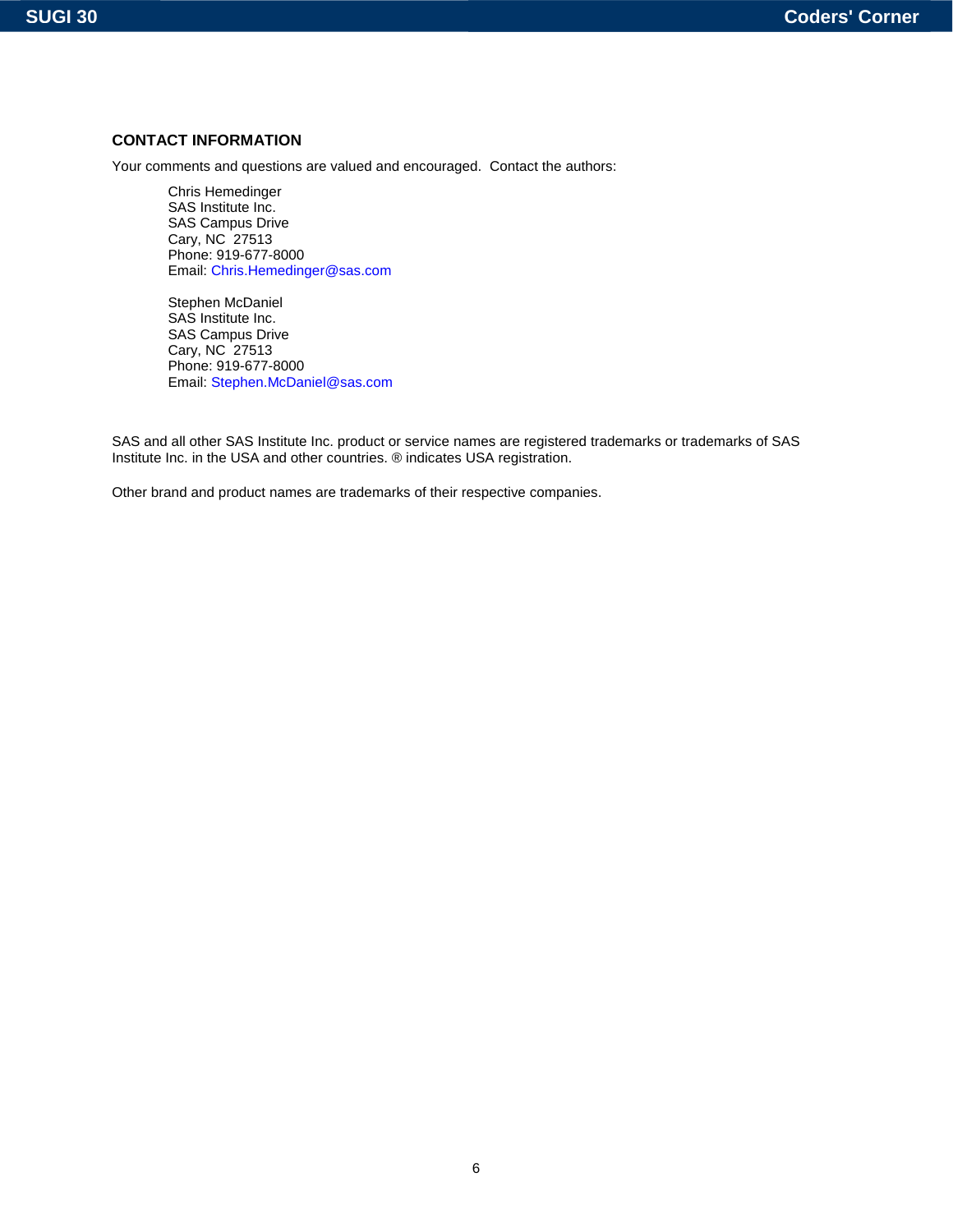## CONTACT INFORMATION

Your comments and questions are valued and encouraged. Contact the authors:

Chris Hemedinger  
SAS Institute Inc.  
SAS Campus Drive  
Cary, NC 27513  
Phone: 919-677-8000  
Email: Chris.Hemedinger@sas.com

Stephen McDaniel  
SAS Institute Inc.  
SAS Campus Drive  
Cary, NC 27513  
Phone: 919-677-8000  
Email: Stephen.McDaniel@sas.com

SAS and all other SAS Institute Inc. product or service names are registered trademarks or trademarks of SAS Institute Inc. in the USA and other countries. ® indicates USA registration.

Other brand and product names are trademarks of their respective companies.